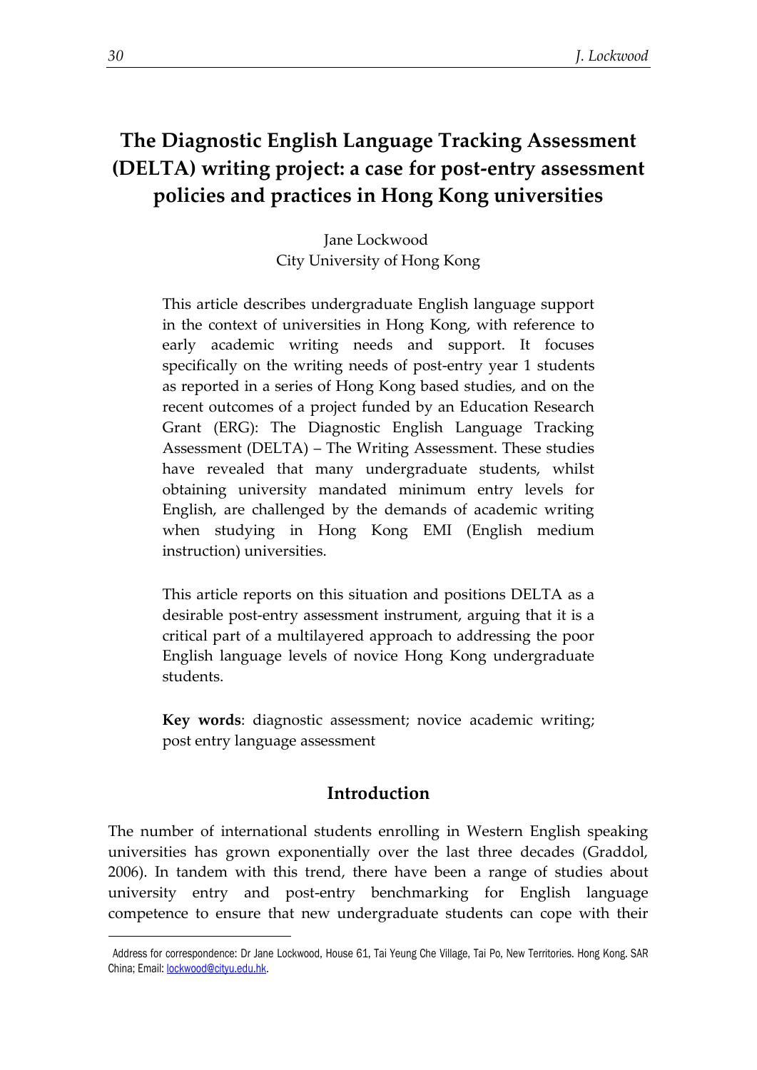# The Diagnostic English Language Tracking Assessment (DELTA) writing project: a case for post-entry assessment policies and practices in Hong Kong universities

Jane Lockwood
City University of Hong Kong

This article describes undergraduate English language support in the context of universities in Hong Kong, with reference to early academic writing needs and support. It focuses specifically on the writing needs of post-entry year 1 students as reported in a series of Hong Kong based studies, and on the recent outcomes of a project funded by an Education Research Grant (ERG): The Diagnostic English Language Tracking Assessment (DELTA) – The Writing Assessment. These studies have revealed that many undergraduate students, whilst obtaining university mandated minimum entry levels for English, are challenged by the demands of academic writing when studying in Hong Kong EMI (English medium instruction) universities.

This article reports on this situation and positions DELTA as a desirable post-entry assessment instrument, arguing that it is a critical part of a multilayered approach to addressing the poor English language levels of novice Hong Kong undergraduate students.

**Key words**: diagnostic assessment; novice academic writing; post entry language assessment

## Introduction

The number of international students enrolling in Western English speaking universities has grown exponentially over the last three decades (Graddol, 2006). In tandem with this trend, there have been a range of studies about university entry and post-entry benchmarking for English language competence to ensure that new undergraduate students can cope with their

---

Address for correspondence: Dr Jane Lockwood, House 61, Tai Yeung Che Village, Tai Po, New Territories. Hong Kong. SAR China; Email: lockwood@cityu.edu.hk.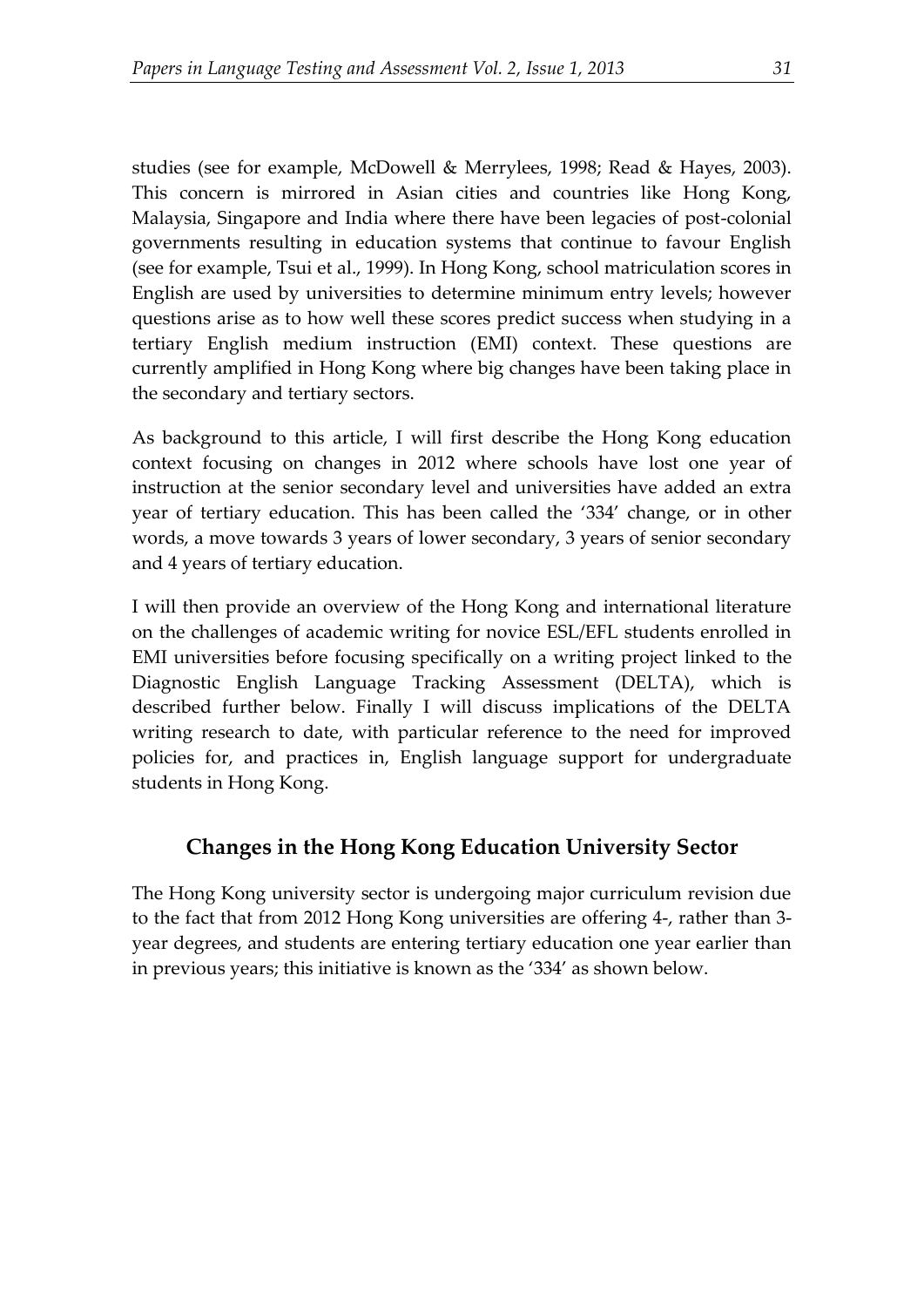studies (see for example, McDowell & Merrylees, 1998; Read & Hayes, 2003). This concern is mirrored in Asian cities and countries like Hong Kong, Malaysia, Singapore and India where there have been legacies of post-colonial governments resulting in education systems that continue to favour English (see for example, Tsui et al., 1999). In Hong Kong, school matriculation scores in English are used by universities to determine minimum entry levels; however questions arise as to how well these scores predict success when studying in a tertiary English medium instruction (EMI) context. These questions are currently amplified in Hong Kong where big changes have been taking place in the secondary and tertiary sectors.

As background to this article, I will first describe the Hong Kong education context focusing on changes in 2012 where schools have lost one year of instruction at the senior secondary level and universities have added an extra year of tertiary education. This has been called the '334' change, or in other words, a move towards 3 years of lower secondary, 3 years of senior secondary and 4 years of tertiary education.

I will then provide an overview of the Hong Kong and international literature on the challenges of academic writing for novice ESL/EFL students enrolled in EMI universities before focusing specifically on a writing project linked to the Diagnostic English Language Tracking Assessment (DELTA), which is described further below. Finally I will discuss implications of the DELTA writing research to date, with particular reference to the need for improved policies for, and practices in, English language support for undergraduate students in Hong Kong.

## Changes in the Hong Kong Education University Sector

The Hong Kong university sector is undergoing major curriculum revision due to the fact that from 2012 Hong Kong universities are offering 4-, rather than 3-year degrees, and students are entering tertiary education one year earlier than in previous years; this initiative is known as the '334' as shown below.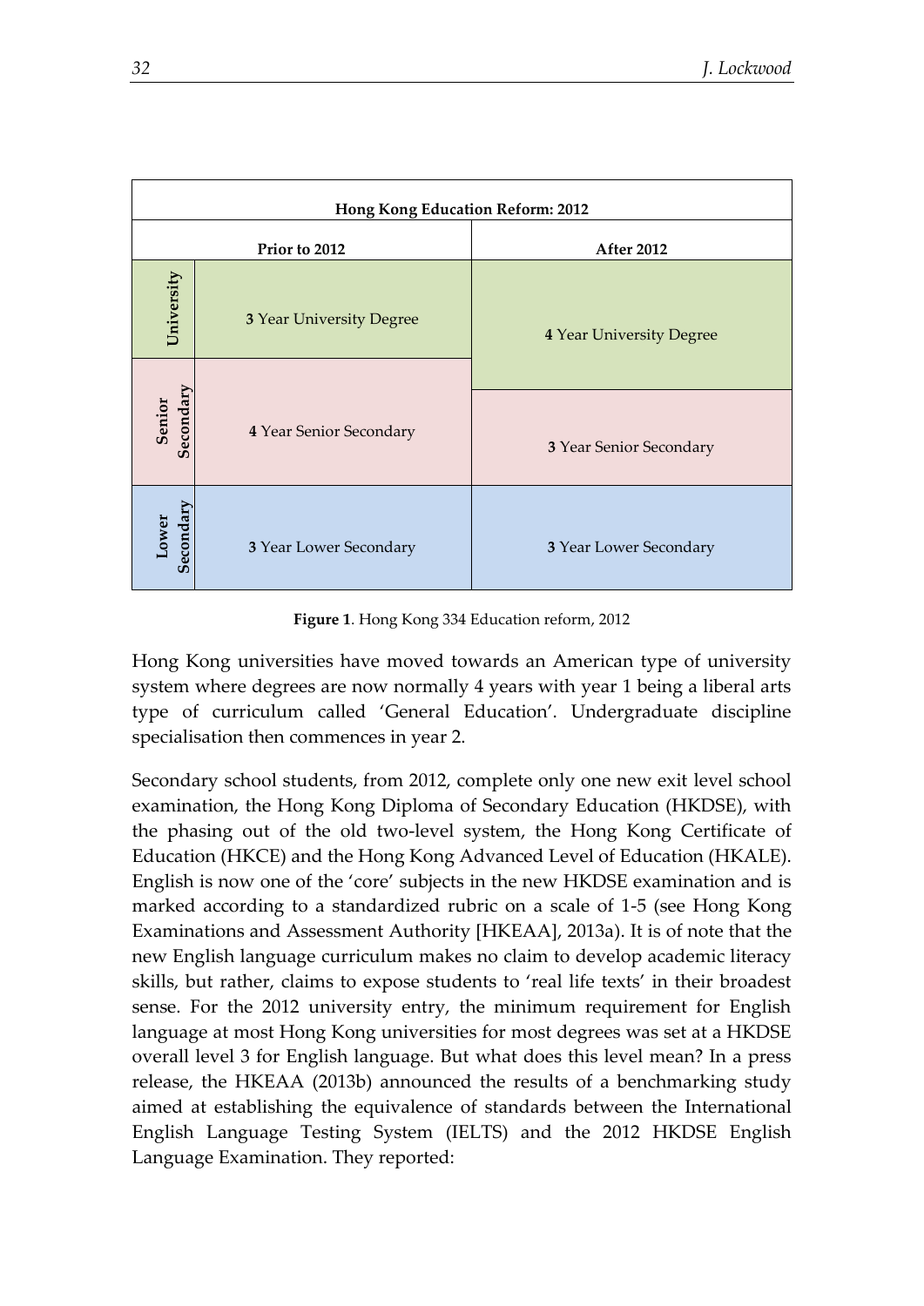| Hong Kong Education Reform: 2012 | | |
|---|---|---|
| | Prior to 2012 | After 2012 |
| University | **3** Year University Degree | **4** Year University Degree |
| Senior Secondary | **4** Year Senior Secondary | **3** Year Senior Secondary |
| Lower Secondary | **3** Year Lower Secondary | **3** Year Lower Secondary |

**Figure 1**. Hong Kong 334 Education reform, 2012

Hong Kong universities have moved towards an American type of university system where degrees are now normally 4 years with year 1 being a liberal arts type of curriculum called 'General Education'. Undergraduate discipline specialisation then commences in year 2.

Secondary school students, from 2012, complete only one new exit level school examination, the Hong Kong Diploma of Secondary Education (HKDSE), with the phasing out of the old two-level system, the Hong Kong Certificate of Education (HKCE) and the Hong Kong Advanced Level of Education (HKALE). English is now one of the 'core' subjects in the new HKDSE examination and is marked according to a standardized rubric on a scale of 1-5 (see Hong Kong Examinations and Assessment Authority [HKEAA], 2013a). It is of note that the new English language curriculum makes no claim to develop academic literacy skills, but rather, claims to expose students to 'real life texts' in their broadest sense. For the 2012 university entry, the minimum requirement for English language at most Hong Kong universities for most degrees was set at a HKDSE overall level 3 for English language. But what does this level mean? In a press release, the HKEAA (2013b) announced the results of a benchmarking study aimed at establishing the equivalence of standards between the International English Language Testing System (IELTS) and the 2012 HKDSE English Language Examination. They reported: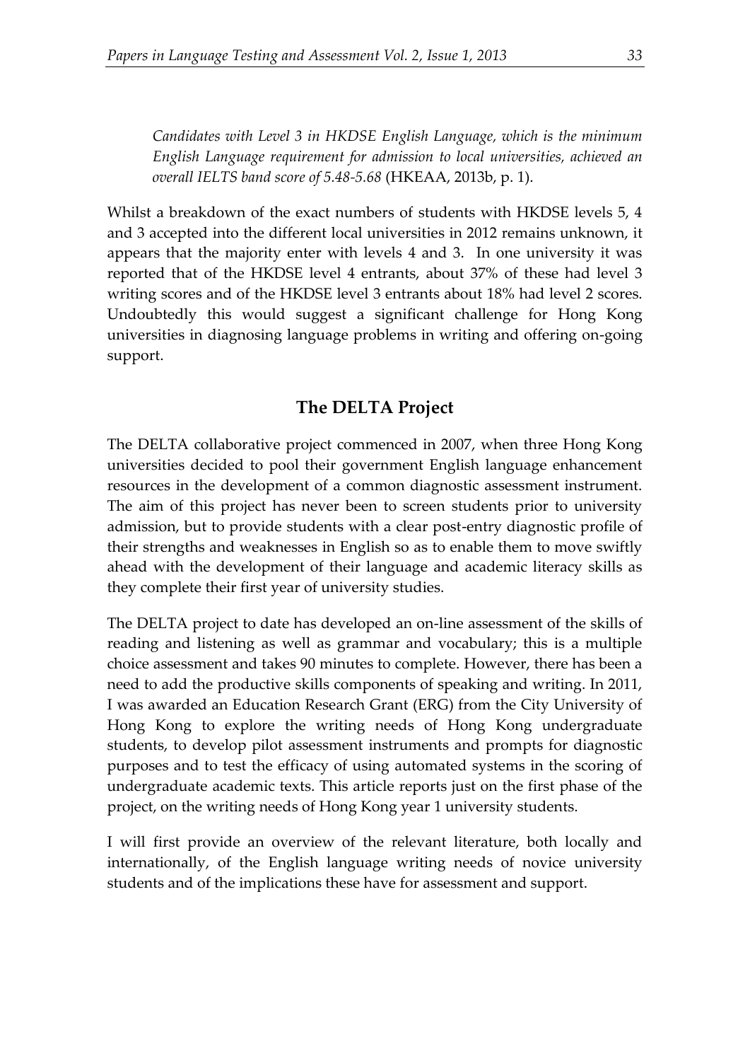> *Candidates with Level 3 in HKDSE English Language, which is the minimum English Language requirement for admission to local universities, achieved an overall IELTS band score of 5.48-5.68* (HKEAA, 2013b, p. 1).

Whilst a breakdown of the exact numbers of students with HKDSE levels 5, 4 and 3 accepted into the different local universities in 2012 remains unknown, it appears that the majority enter with levels 4 and 3. In one university it was reported that of the HKDSE level 4 entrants, about 37% of these had level 3 writing scores and of the HKDSE level 3 entrants about 18% had level 2 scores. Undoubtedly this would suggest a significant challenge for Hong Kong universities in diagnosing language problems in writing and offering on-going support.

## The DELTA Project

The DELTA collaborative project commenced in 2007, when three Hong Kong universities decided to pool their government English language enhancement resources in the development of a common diagnostic assessment instrument. The aim of this project has never been to screen students prior to university admission, but to provide students with a clear post-entry diagnostic profile of their strengths and weaknesses in English so as to enable them to move swiftly ahead with the development of their language and academic literacy skills as they complete their first year of university studies.

The DELTA project to date has developed an on-line assessment of the skills of reading and listening as well as grammar and vocabulary; this is a multiple choice assessment and takes 90 minutes to complete. However, there has been a need to add the productive skills components of speaking and writing. In 2011, I was awarded an Education Research Grant (ERG) from the City University of Hong Kong to explore the writing needs of Hong Kong undergraduate students, to develop pilot assessment instruments and prompts for diagnostic purposes and to test the efficacy of using automated systems in the scoring of undergraduate academic texts. This article reports just on the first phase of the project, on the writing needs of Hong Kong year 1 university students.

I will first provide an overview of the relevant literature, both locally and internationally, of the English language writing needs of novice university students and of the implications these have for assessment and support.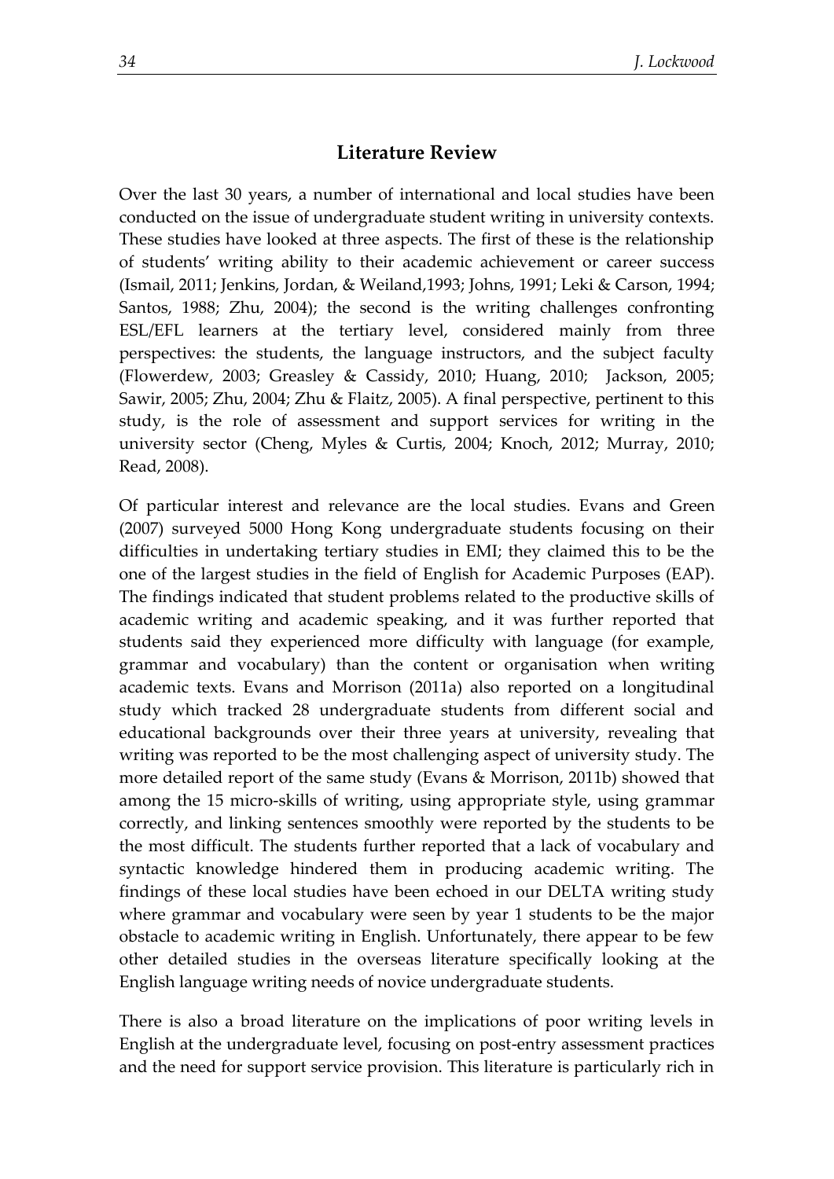## Literature Review

Over the last 30 years, a number of international and local studies have been conducted on the issue of undergraduate student writing in university contexts. These studies have looked at three aspects. The first of these is the relationship of students' writing ability to their academic achievement or career success (Ismail, 2011; Jenkins, Jordan, & Weiland,1993; Johns, 1991; Leki & Carson, 1994; Santos, 1988; Zhu, 2004); the second is the writing challenges confronting ESL/EFL learners at the tertiary level, considered mainly from three perspectives: the students, the language instructors, and the subject faculty (Flowerdew, 2003; Greasley & Cassidy, 2010; Huang, 2010; Jackson, 2005; Sawir, 2005; Zhu, 2004; Zhu & Flaitz, 2005). A final perspective, pertinent to this study, is the role of assessment and support services for writing in the university sector (Cheng, Myles & Curtis, 2004; Knoch, 2012; Murray, 2010; Read, 2008).

Of particular interest and relevance are the local studies. Evans and Green (2007) surveyed 5000 Hong Kong undergraduate students focusing on their difficulties in undertaking tertiary studies in EMI; they claimed this to be the one of the largest studies in the field of English for Academic Purposes (EAP). The findings indicated that student problems related to the productive skills of academic writing and academic speaking, and it was further reported that students said they experienced more difficulty with language (for example, grammar and vocabulary) than the content or organisation when writing academic texts. Evans and Morrison (2011a) also reported on a longitudinal study which tracked 28 undergraduate students from different social and educational backgrounds over their three years at university, revealing that writing was reported to be the most challenging aspect of university study. The more detailed report of the same study (Evans & Morrison, 2011b) showed that among the 15 micro-skills of writing, using appropriate style, using grammar correctly, and linking sentences smoothly were reported by the students to be the most difficult. The students further reported that a lack of vocabulary and syntactic knowledge hindered them in producing academic writing. The findings of these local studies have been echoed in our DELTA writing study where grammar and vocabulary were seen by year 1 students to be the major obstacle to academic writing in English. Unfortunately, there appear to be few other detailed studies in the overseas literature specifically looking at the English language writing needs of novice undergraduate students.

There is also a broad literature on the implications of poor writing levels in English at the undergraduate level, focusing on post-entry assessment practices and the need for support service provision. This literature is particularly rich in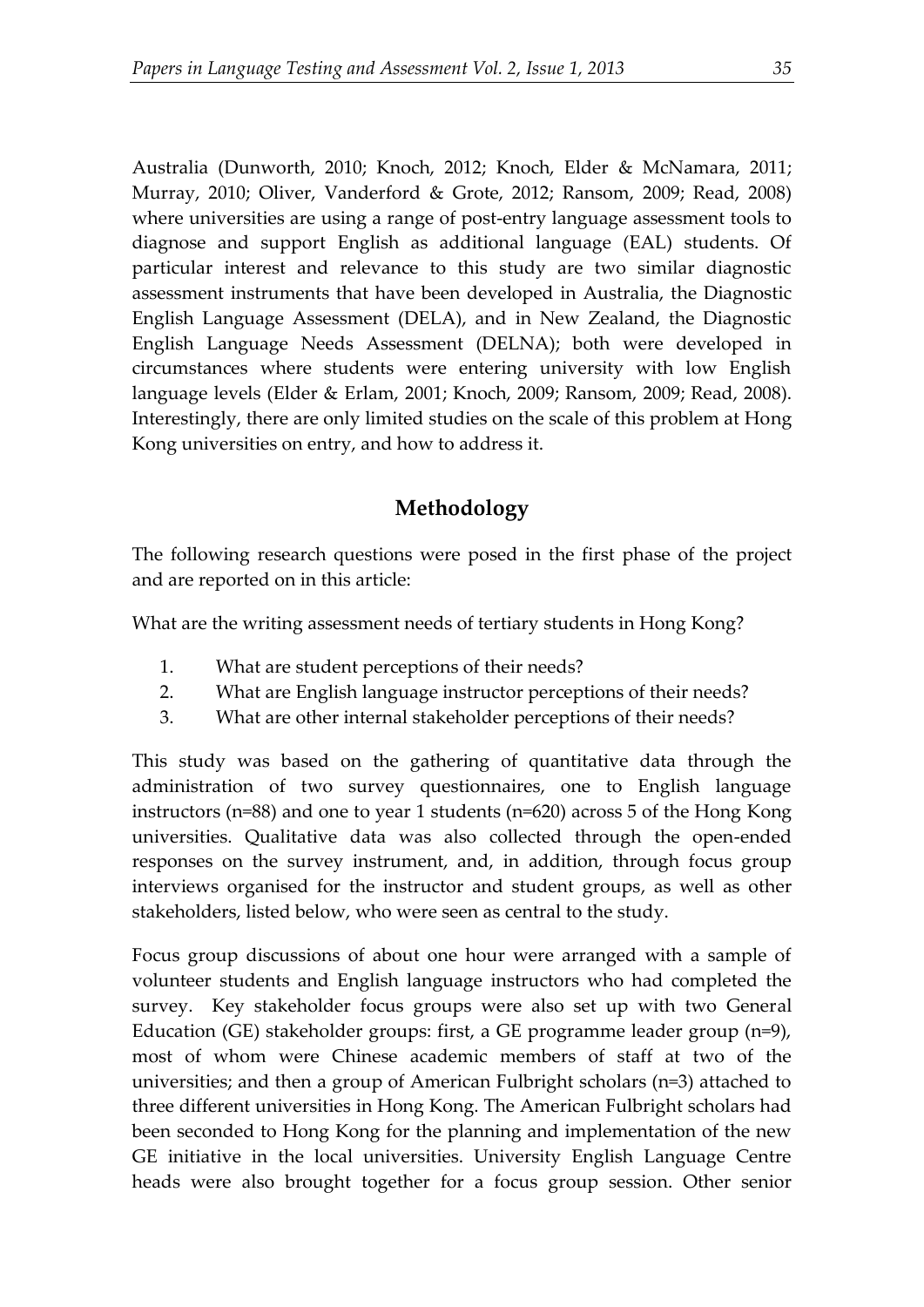Australia (Dunworth, 2010; Knoch, 2012; Knoch, Elder & McNamara, 2011; Murray, 2010; Oliver, Vanderford & Grote, 2012; Ransom, 2009; Read, 2008) where universities are using a range of post-entry language assessment tools to diagnose and support English as additional language (EAL) students. Of particular interest and relevance to this study are two similar diagnostic assessment instruments that have been developed in Australia, the Diagnostic English Language Assessment (DELA), and in New Zealand, the Diagnostic English Language Needs Assessment (DELNA); both were developed in circumstances where students were entering university with low English language levels (Elder & Erlam, 2001; Knoch, 2009; Ransom, 2009; Read, 2008). Interestingly, there are only limited studies on the scale of this problem at Hong Kong universities on entry, and how to address it.

## Methodology

The following research questions were posed in the first phase of the project and are reported on in this article:

What are the writing assessment needs of tertiary students in Hong Kong?

1. What are student perceptions of their needs?
2. What are English language instructor perceptions of their needs?
3. What are other internal stakeholder perceptions of their needs?

This study was based on the gathering of quantitative data through the administration of two survey questionnaires, one to English language instructors (n=88) and one to year 1 students (n=620) across 5 of the Hong Kong universities. Qualitative data was also collected through the open-ended responses on the survey instrument, and, in addition, through focus group interviews organised for the instructor and student groups, as well as other stakeholders, listed below, who were seen as central to the study.

Focus group discussions of about one hour were arranged with a sample of volunteer students and English language instructors who had completed the survey. Key stakeholder focus groups were also set up with two General Education (GE) stakeholder groups: first, a GE programme leader group (n=9), most of whom were Chinese academic members of staff at two of the universities; and then a group of American Fulbright scholars (n=3) attached to three different universities in Hong Kong. The American Fulbright scholars had been seconded to Hong Kong for the planning and implementation of the new GE initiative in the local universities. University English Language Centre heads were also brought together for a focus group session. Other senior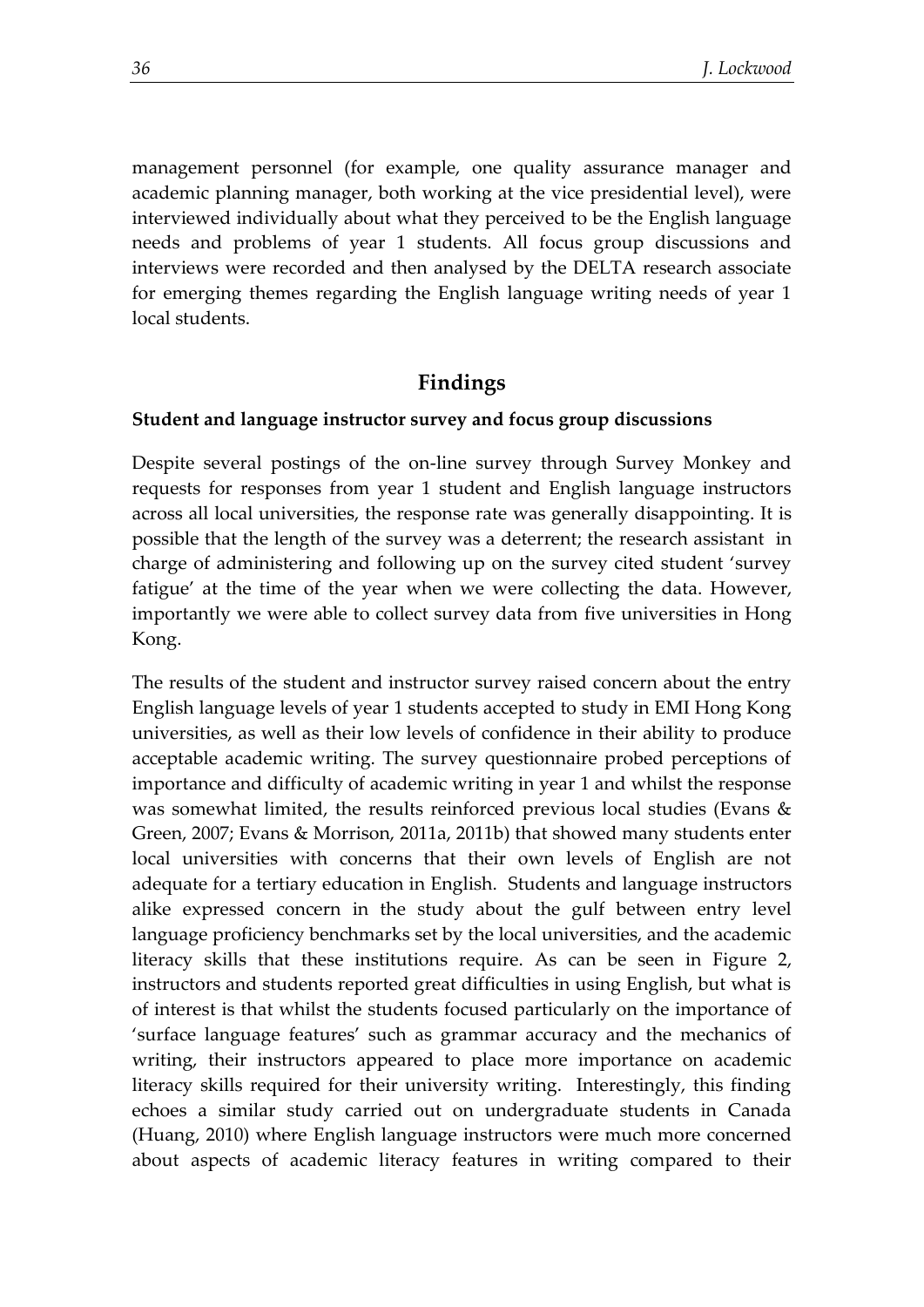management personnel (for example, one quality assurance manager and academic planning manager, both working at the vice presidential level), were interviewed individually about what they perceived to be the English language needs and problems of year 1 students. All focus group discussions and interviews were recorded and then analysed by the DELTA research associate for emerging themes regarding the English language writing needs of year 1 local students.

## Findings

### Student and language instructor survey and focus group discussions

Despite several postings of the on-line survey through Survey Monkey and requests for responses from year 1 student and English language instructors across all local universities, the response rate was generally disappointing. It is possible that the length of the survey was a deterrent; the research assistant in charge of administering and following up on the survey cited student 'survey fatigue' at the time of the year when we were collecting the data. However, importantly we were able to collect survey data from five universities in Hong Kong.

The results of the student and instructor survey raised concern about the entry English language levels of year 1 students accepted to study in EMI Hong Kong universities, as well as their low levels of confidence in their ability to produce acceptable academic writing. The survey questionnaire probed perceptions of importance and difficulty of academic writing in year 1 and whilst the response was somewhat limited, the results reinforced previous local studies (Evans & Green, 2007; Evans & Morrison, 2011a, 2011b) that showed many students enter local universities with concerns that their own levels of English are not adequate for a tertiary education in English. Students and language instructors alike expressed concern in the study about the gulf between entry level language proficiency benchmarks set by the local universities, and the academic literacy skills that these institutions require. As can be seen in Figure 2, instructors and students reported great difficulties in using English, but what is of interest is that whilst the students focused particularly on the importance of 'surface language features' such as grammar accuracy and the mechanics of writing, their instructors appeared to place more importance on academic literacy skills required for their university writing. Interestingly, this finding echoes a similar study carried out on undergraduate students in Canada (Huang, 2010) where English language instructors were much more concerned about aspects of academic literacy features in writing compared to their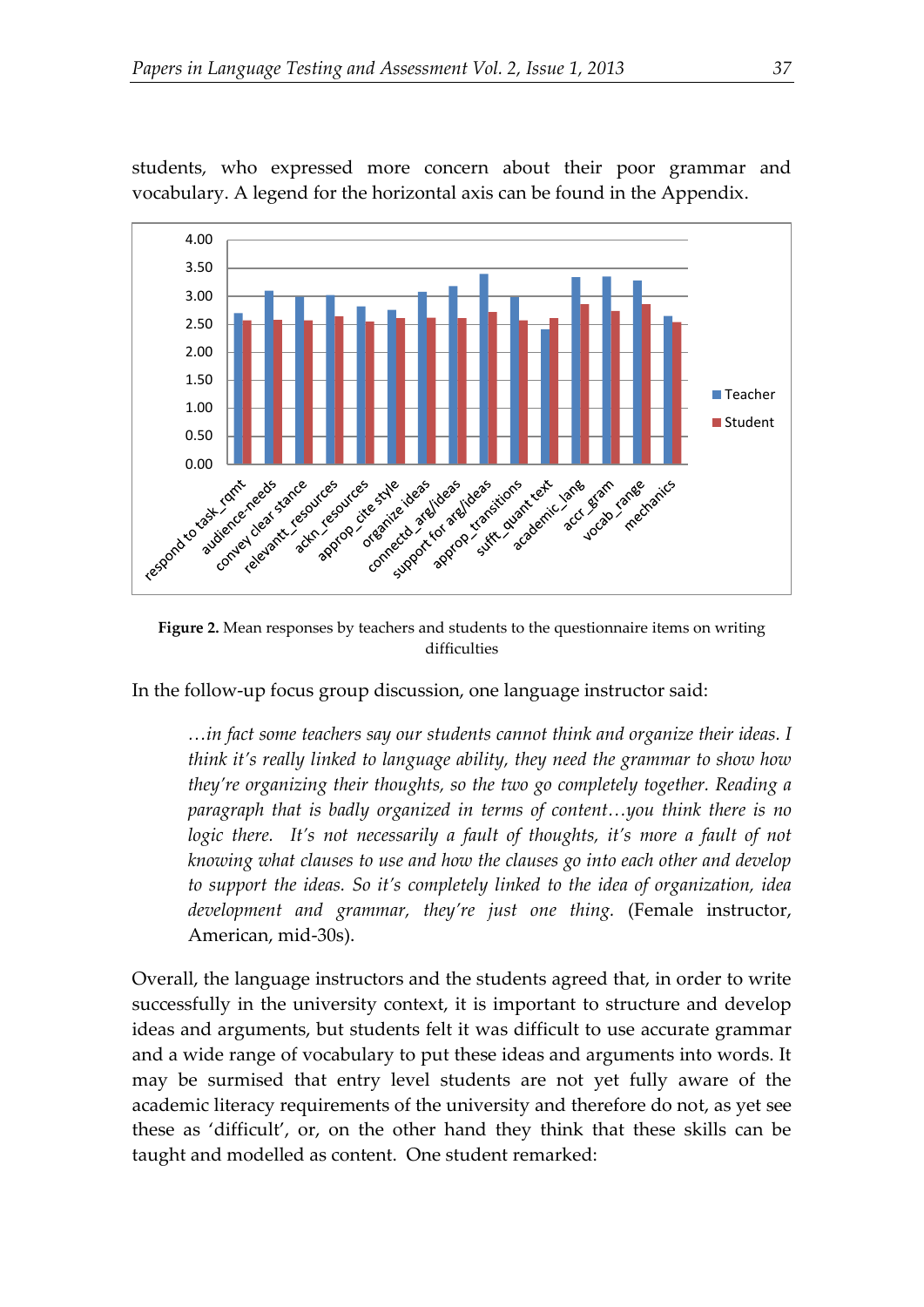students, who expressed more concern about their poor grammar and vocabulary. A legend for the horizontal axis can be found in the Appendix.

**Figure 2.** Mean responses by teachers and students to the questionnaire items on writing difficulties

In the follow-up focus group discussion, one language instructor said:

> *…in fact some teachers say our students cannot think and organize their ideas. I think it's really linked to language ability, they need the grammar to show how they're organizing their thoughts, so the two go completely together. Reading a paragraph that is badly organized in terms of content…you think there is no logic there. It's not necessarily a fault of thoughts, it's more a fault of not knowing what clauses to use and how the clauses go into each other and develop to support the ideas. So it's completely linked to the idea of organization, idea development and grammar, they're just one thing.* (Female instructor, American, mid-30s).

Overall, the language instructors and the students agreed that, in order to write successfully in the university context, it is important to structure and develop ideas and arguments, but students felt it was difficult to use accurate grammar and a wide range of vocabulary to put these ideas and arguments into words. It may be surmised that entry level students are not yet fully aware of the academic literacy requirements of the university and therefore do not, as yet see these as 'difficult', or, on the other hand they think that these skills can be taught and modelled as content. One student remarked: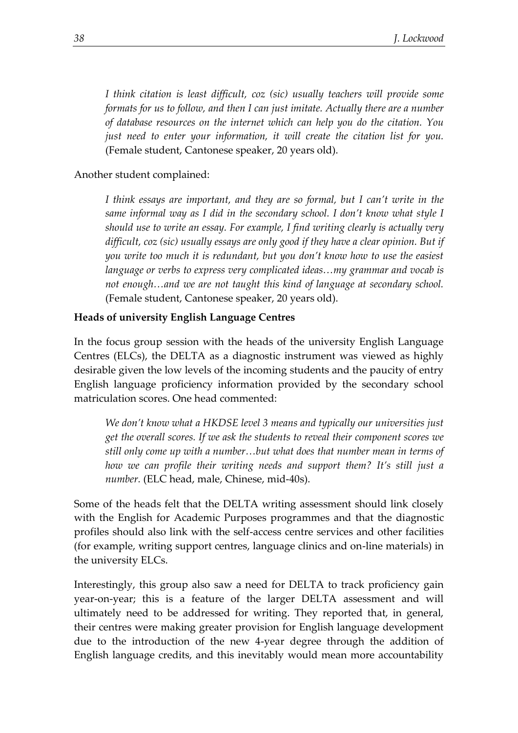> *I think citation is least difficult, coz (sic) usually teachers will provide some formats for us to follow, and then I can just imitate. Actually there are a number of database resources on the internet which can help you do the citation. You just need to enter your information, it will create the citation list for you.* (Female student, Cantonese speaker, 20 years old).

Another student complained:

> *I think essays are important, and they are so formal, but I can't write in the same informal way as I did in the secondary school. I don't know what style I should use to write an essay. For example, I find writing clearly is actually very difficult, coz (sic) usually essays are only good if they have a clear opinion. But if you write too much it is redundant, but you don't know how to use the easiest language or verbs to express very complicated ideas…my grammar and vocab is not enough…and we are not taught this kind of language at secondary school.* (Female student, Cantonese speaker, 20 years old).

**Heads of university English Language Centres**

In the focus group session with the heads of the university English Language Centres (ELCs), the DELTA as a diagnostic instrument was viewed as highly desirable given the low levels of the incoming students and the paucity of entry English language proficiency information provided by the secondary school matriculation scores. One head commented:

> *We don't know what a HKDSE level 3 means and typically our universities just get the overall scores. If we ask the students to reveal their component scores we still only come up with a number…but what does that number mean in terms of how we can profile their writing needs and support them? It's still just a number.* (ELC head, male, Chinese, mid-40s).

Some of the heads felt that the DELTA writing assessment should link closely with the English for Academic Purposes programmes and that the diagnostic profiles should also link with the self-access centre services and other facilities (for example, writing support centres, language clinics and on-line materials) in the university ELCs.

Interestingly, this group also saw a need for DELTA to track proficiency gain year-on-year; this is a feature of the larger DELTA assessment and will ultimately need to be addressed for writing. They reported that, in general, their centres were making greater provision for English language development due to the introduction of the new 4-year degree through the addition of English language credits, and this inevitably would mean more accountability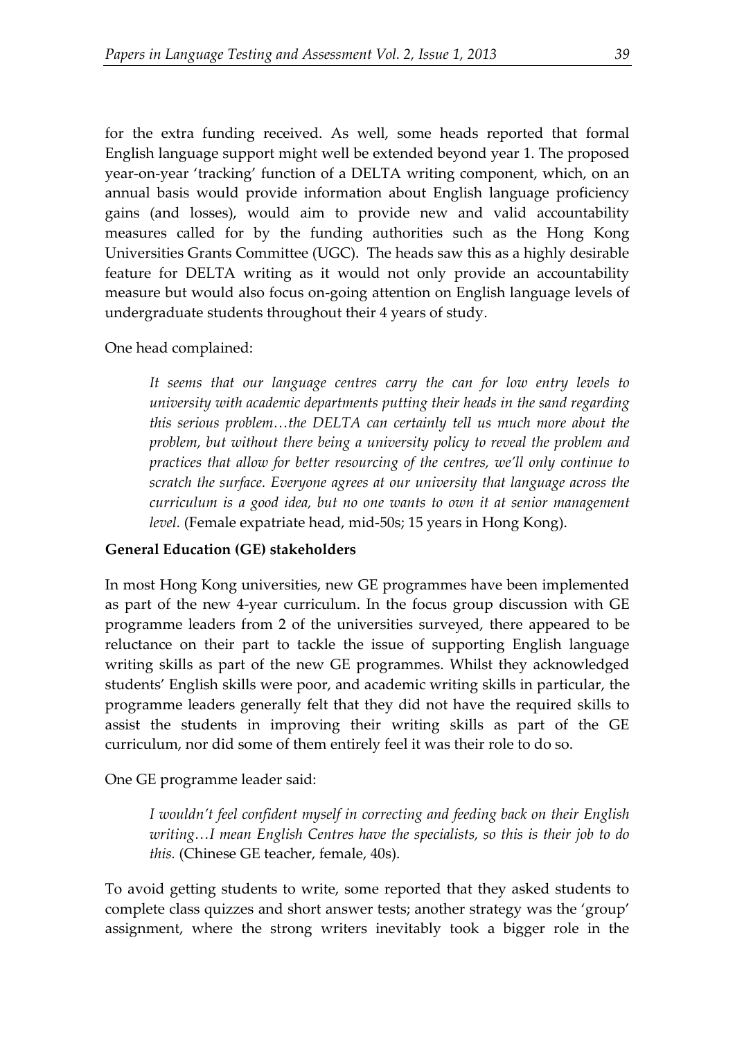for the extra funding received. As well, some heads reported that formal English language support might well be extended beyond year 1. The proposed year-on-year 'tracking' function of a DELTA writing component, which, on an annual basis would provide information about English language proficiency gains (and losses), would aim to provide new and valid accountability measures called for by the funding authorities such as the Hong Kong Universities Grants Committee (UGC). The heads saw this as a highly desirable feature for DELTA writing as it would not only provide an accountability measure but would also focus on-going attention on English language levels of undergraduate students throughout their 4 years of study.

One head complained:

> *It seems that our language centres carry the can for low entry levels to university with academic departments putting their heads in the sand regarding this serious problem…the DELTA can certainly tell us much more about the problem, but without there being a university policy to reveal the problem and practices that allow for better resourcing of the centres, we'll only continue to scratch the surface. Everyone agrees at our university that language across the curriculum is a good idea, but no one wants to own it at senior management level.* (Female expatriate head, mid-50s; 15 years in Hong Kong).

**General Education (GE) stakeholders**

In most Hong Kong universities, new GE programmes have been implemented as part of the new 4-year curriculum. In the focus group discussion with GE programme leaders from 2 of the universities surveyed, there appeared to be reluctance on their part to tackle the issue of supporting English language writing skills as part of the new GE programmes. Whilst they acknowledged students' English skills were poor, and academic writing skills in particular, the programme leaders generally felt that they did not have the required skills to assist the students in improving their writing skills as part of the GE curriculum, nor did some of them entirely feel it was their role to do so.

One GE programme leader said:

> *I wouldn't feel confident myself in correcting and feeding back on their English writing…I mean English Centres have the specialists, so this is their job to do this.* (Chinese GE teacher, female, 40s).

To avoid getting students to write, some reported that they asked students to complete class quizzes and short answer tests; another strategy was the 'group' assignment, where the strong writers inevitably took a bigger role in the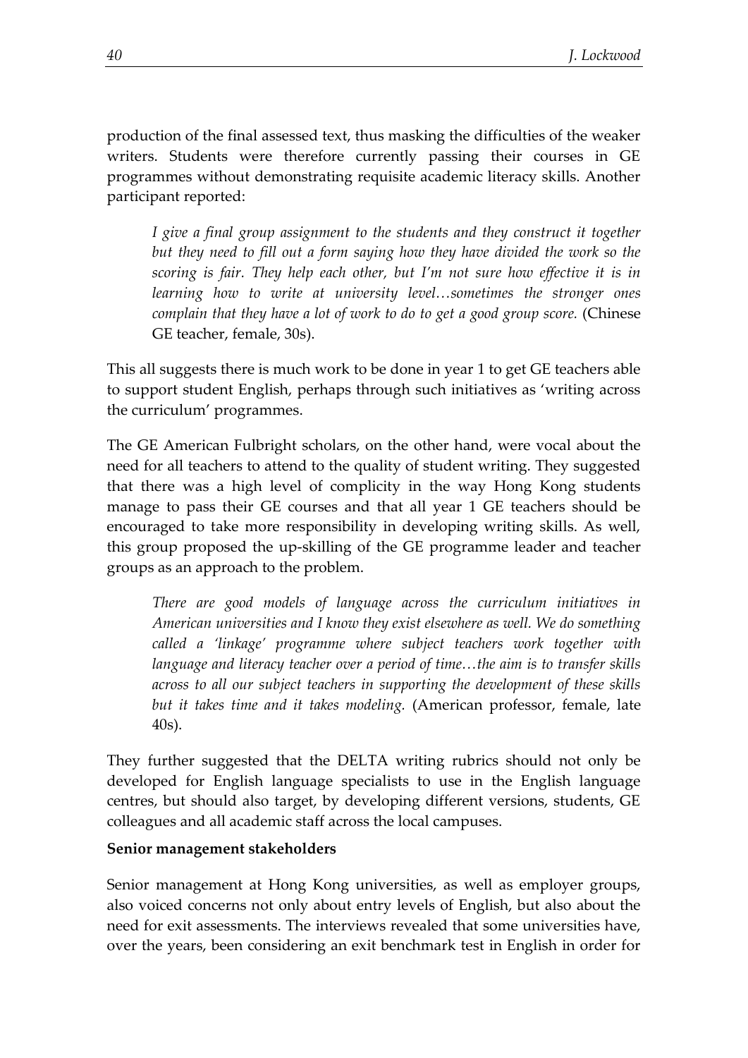production of the final assessed text, thus masking the difficulties of the weaker writers. Students were therefore currently passing their courses in GE programmes without demonstrating requisite academic literacy skills. Another participant reported:

> *I give a final group assignment to the students and they construct it together but they need to fill out a form saying how they have divided the work so the scoring is fair. They help each other, but I'm not sure how effective it is in learning how to write at university level…sometimes the stronger ones complain that they have a lot of work to do to get a good group score.* (Chinese GE teacher, female, 30s).

This all suggests there is much work to be done in year 1 to get GE teachers able to support student English, perhaps through such initiatives as 'writing across the curriculum' programmes.

The GE American Fulbright scholars, on the other hand, were vocal about the need for all teachers to attend to the quality of student writing. They suggested that there was a high level of complicity in the way Hong Kong students manage to pass their GE courses and that all year 1 GE teachers should be encouraged to take more responsibility in developing writing skills. As well, this group proposed the up-skilling of the GE programme leader and teacher groups as an approach to the problem.

> *There are good models of language across the curriculum initiatives in American universities and I know they exist elsewhere as well. We do something called a 'linkage' programme where subject teachers work together with language and literacy teacher over a period of time…the aim is to transfer skills across to all our subject teachers in supporting the development of these skills but it takes time and it takes modeling.* (American professor, female, late 40s).

They further suggested that the DELTA writing rubrics should not only be developed for English language specialists to use in the English language centres, but should also target, by developing different versions, students, GE colleagues and all academic staff across the local campuses.

**Senior management stakeholders**

Senior management at Hong Kong universities, as well as employer groups, also voiced concerns not only about entry levels of English, but also about the need for exit assessments. The interviews revealed that some universities have, over the years, been considering an exit benchmark test in English in order for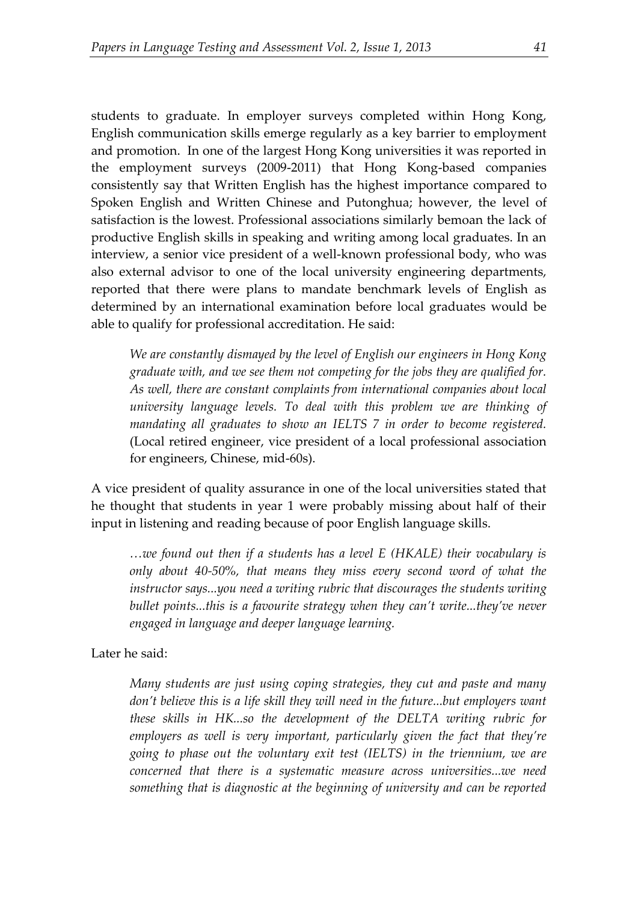students to graduate. In employer surveys completed within Hong Kong, English communication skills emerge regularly as a key barrier to employment and promotion. In one of the largest Hong Kong universities it was reported in the employment surveys (2009-2011) that Hong Kong-based companies consistently say that Written English has the highest importance compared to Spoken English and Written Chinese and Putonghua; however, the level of satisfaction is the lowest. Professional associations similarly bemoan the lack of productive English skills in speaking and writing among local graduates. In an interview, a senior vice president of a well-known professional body, who was also external advisor to one of the local university engineering departments, reported that there were plans to mandate benchmark levels of English as determined by an international examination before local graduates would be able to qualify for professional accreditation. He said:

> *We are constantly dismayed by the level of English our engineers in Hong Kong graduate with, and we see them not competing for the jobs they are qualified for. As well, there are constant complaints from international companies about local university language levels. To deal with this problem we are thinking of mandating all graduates to show an IELTS 7 in order to become registered.* (Local retired engineer, vice president of a local professional association for engineers, Chinese, mid-60s).

A vice president of quality assurance in one of the local universities stated that he thought that students in year 1 were probably missing about half of their input in listening and reading because of poor English language skills.

> *…we found out then if a students has a level E (HKALE) their vocabulary is only about 40-50%, that means they miss every second word of what the instructor says...you need a writing rubric that discourages the students writing bullet points...this is a favourite strategy when they can't write...they've never engaged in language and deeper language learning.*

Later he said:

> *Many students are just using coping strategies, they cut and paste and many don't believe this is a life skill they will need in the future...but employers want these skills in HK...so the development of the DELTA writing rubric for employers as well is very important, particularly given the fact that they're going to phase out the voluntary exit test (IELTS) in the triennium, we are concerned that there is a systematic measure across universities...we need something that is diagnostic at the beginning of university and can be reported*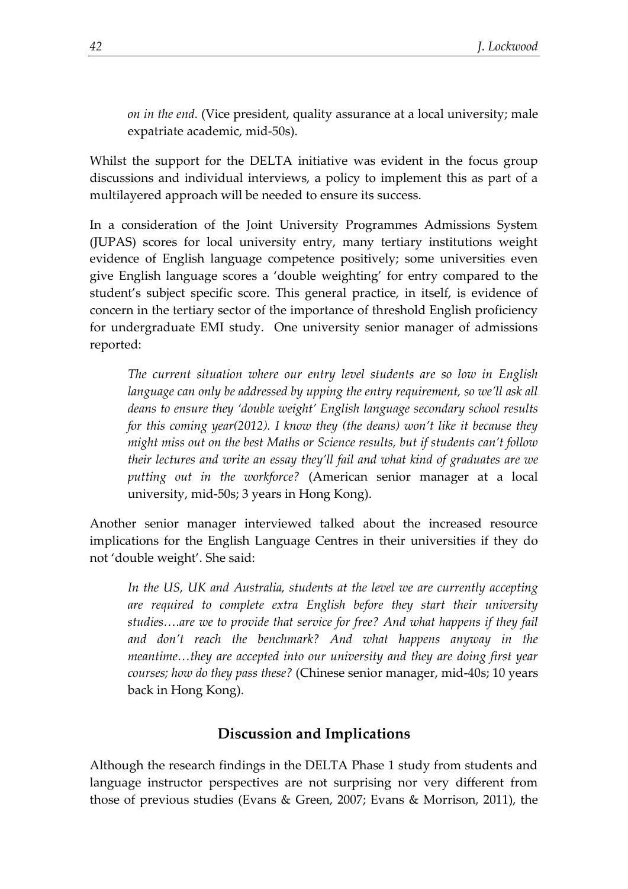*on in the end.* (Vice president, quality assurance at a local university; male expatriate academic, mid-50s).

Whilst the support for the DELTA initiative was evident in the focus group discussions and individual interviews, a policy to implement this as part of a multilayered approach will be needed to ensure its success.

In a consideration of the Joint University Programmes Admissions System (JUPAS) scores for local university entry, many tertiary institutions weight evidence of English language competence positively; some universities even give English language scores a 'double weighting' for entry compared to the student's subject specific score. This general practice, in itself, is evidence of concern in the tertiary sector of the importance of threshold English proficiency for undergraduate EMI study. One university senior manager of admissions reported:

> *The current situation where our entry level students are so low in English language can only be addressed by upping the entry requirement, so we'll ask all deans to ensure they 'double weight' English language secondary school results for this coming year(2012). I know they (the deans) won't like it because they might miss out on the best Maths or Science results, but if students can't follow their lectures and write an essay they'll fail and what kind of graduates are we putting out in the workforce?* (American senior manager at a local university, mid-50s; 3 years in Hong Kong).

Another senior manager interviewed talked about the increased resource implications for the English Language Centres in their universities if they do not 'double weight'. She said:

> *In the US, UK and Australia, students at the level we are currently accepting are required to complete extra English before they start their university studies….are we to provide that service for free? And what happens if they fail and don't reach the benchmark? And what happens anyway in the meantime…they are accepted into our university and they are doing first year courses; how do they pass these?* (Chinese senior manager, mid-40s; 10 years back in Hong Kong).

## Discussion and Implications

Although the research findings in the DELTA Phase 1 study from students and language instructor perspectives are not surprising nor very different from those of previous studies (Evans & Green, 2007; Evans & Morrison, 2011), the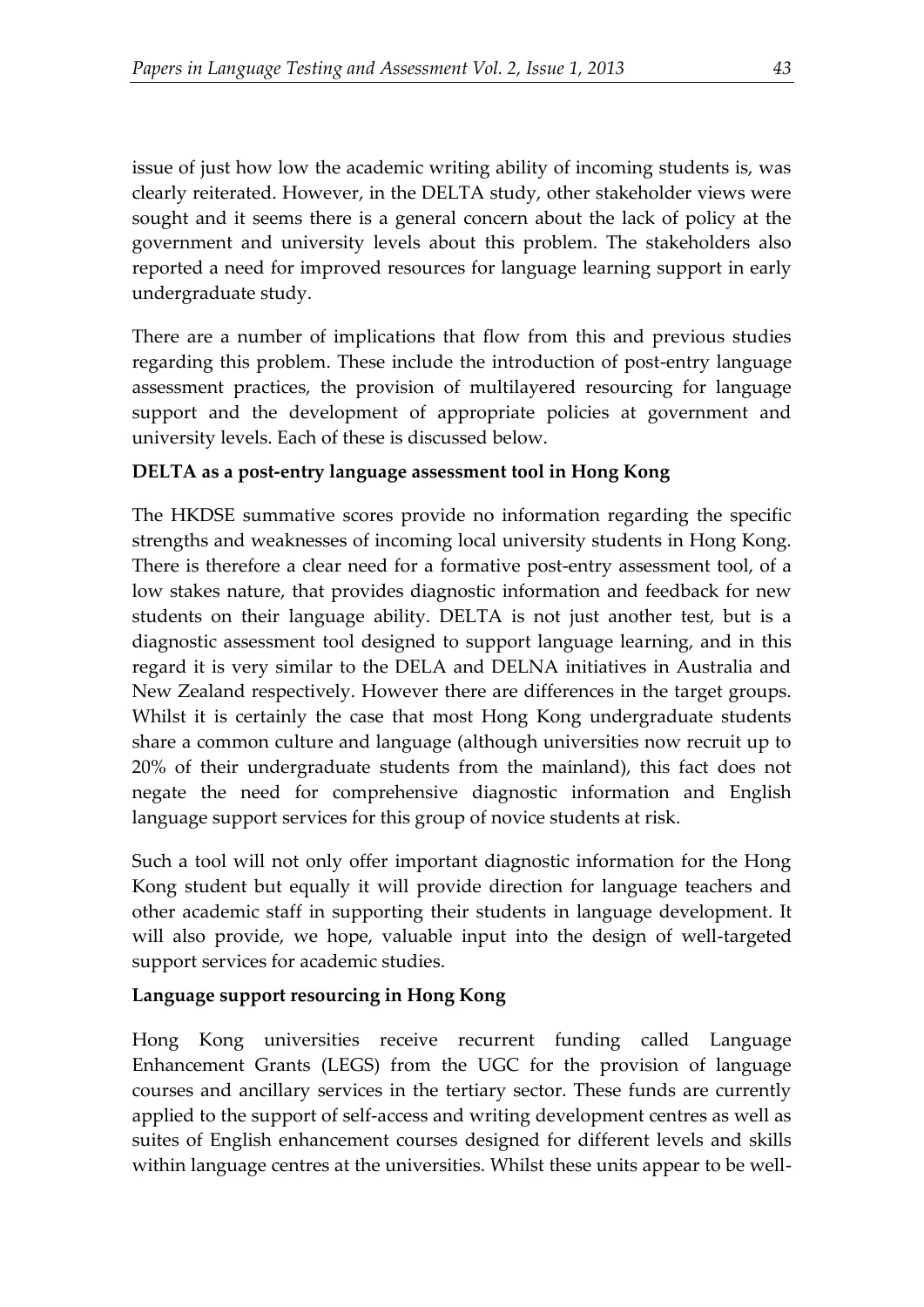issue of just how low the academic writing ability of incoming students is, was clearly reiterated. However, in the DELTA study, other stakeholder views were sought and it seems there is a general concern about the lack of policy at the government and university levels about this problem. The stakeholders also reported a need for improved resources for language learning support in early undergraduate study.

There are a number of implications that flow from this and previous studies regarding this problem. These include the introduction of post-entry language assessment practices, the provision of multilayered resourcing for language support and the development of appropriate policies at government and university levels. Each of these is discussed below.

**DELTA as a post-entry language assessment tool in Hong Kong**

The HKDSE summative scores provide no information regarding the specific strengths and weaknesses of incoming local university students in Hong Kong. There is therefore a clear need for a formative post-entry assessment tool, of a low stakes nature, that provides diagnostic information and feedback for new students on their language ability. DELTA is not just another test, but is a diagnostic assessment tool designed to support language learning, and in this regard it is very similar to the DELA and DELNA initiatives in Australia and New Zealand respectively. However there are differences in the target groups. Whilst it is certainly the case that most Hong Kong undergraduate students share a common culture and language (although universities now recruit up to 20% of their undergraduate students from the mainland), this fact does not negate the need for comprehensive diagnostic information and English language support services for this group of novice students at risk.

Such a tool will not only offer important diagnostic information for the Hong Kong student but equally it will provide direction for language teachers and other academic staff in supporting their students in language development. It will also provide, we hope, valuable input into the design of well-targeted support services for academic studies.

**Language support resourcing in Hong Kong**

Hong Kong universities receive recurrent funding called Language Enhancement Grants (LEGS) from the UGC for the provision of language courses and ancillary services in the tertiary sector. These funds are currently applied to the support of self-access and writing development centres as well as suites of English enhancement courses designed for different levels and skills within language centres at the universities. Whilst these units appear to be well-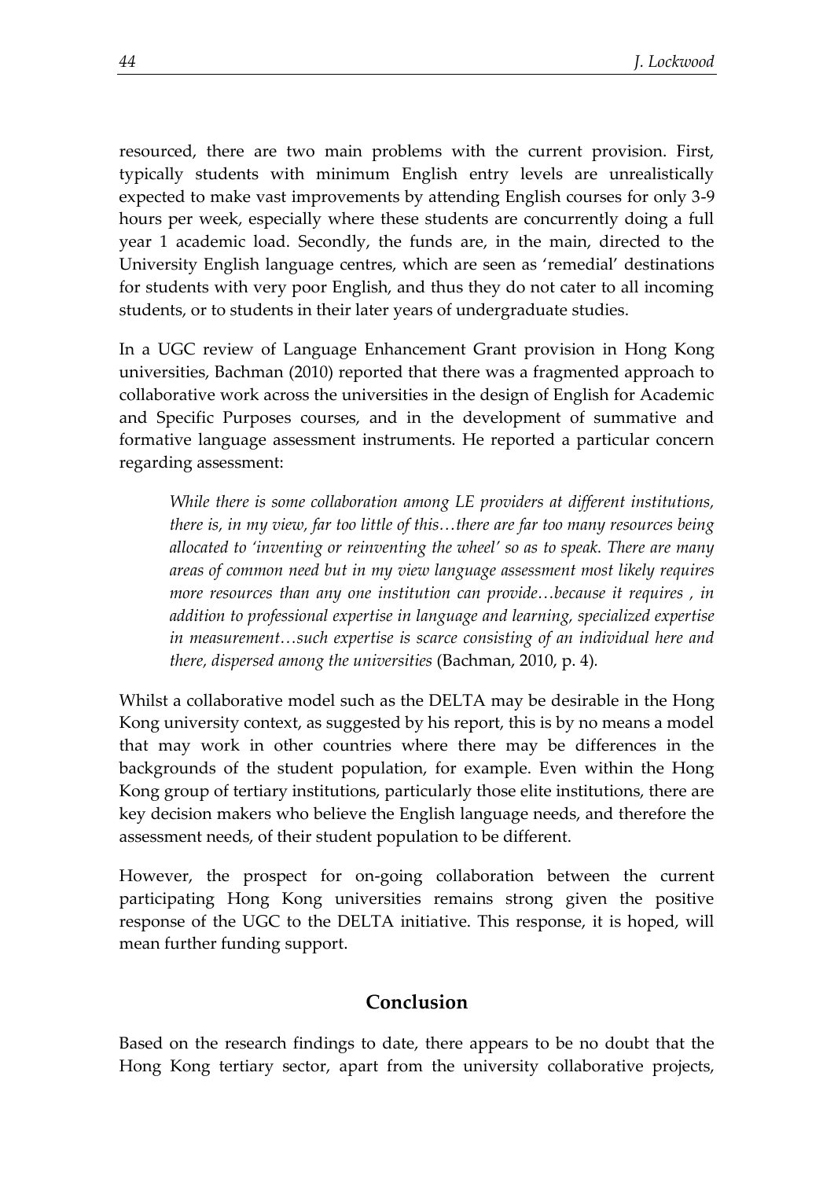resourced, there are two main problems with the current provision. First, typically students with minimum English entry levels are unrealistically expected to make vast improvements by attending English courses for only 3-9 hours per week, especially where these students are concurrently doing a full year 1 academic load. Secondly, the funds are, in the main, directed to the University English language centres, which are seen as 'remedial' destinations for students with very poor English, and thus they do not cater to all incoming students, or to students in their later years of undergraduate studies.

In a UGC review of Language Enhancement Grant provision in Hong Kong universities, Bachman (2010) reported that there was a fragmented approach to collaborative work across the universities in the design of English for Academic and Specific Purposes courses, and in the development of summative and formative language assessment instruments. He reported a particular concern regarding assessment:

> *While there is some collaboration among LE providers at different institutions, there is, in my view, far too little of this…there are far too many resources being allocated to 'inventing or reinventing the wheel' so as to speak. There are many areas of common need but in my view language assessment most likely requires more resources than any one institution can provide…because it requires , in addition to professional expertise in language and learning, specialized expertise in measurement…such expertise is scarce consisting of an individual here and there, dispersed among the universities* (Bachman, 2010, p. 4).

Whilst a collaborative model such as the DELTA may be desirable in the Hong Kong university context, as suggested by his report, this is by no means a model that may work in other countries where there may be differences in the backgrounds of the student population, for example. Even within the Hong Kong group of tertiary institutions, particularly those elite institutions, there are key decision makers who believe the English language needs, and therefore the assessment needs, of their student population to be different.

However, the prospect for on-going collaboration between the current participating Hong Kong universities remains strong given the positive response of the UGC to the DELTA initiative. This response, it is hoped, will mean further funding support.

## Conclusion

Based on the research findings to date, there appears to be no doubt that the Hong Kong tertiary sector, apart from the university collaborative projects,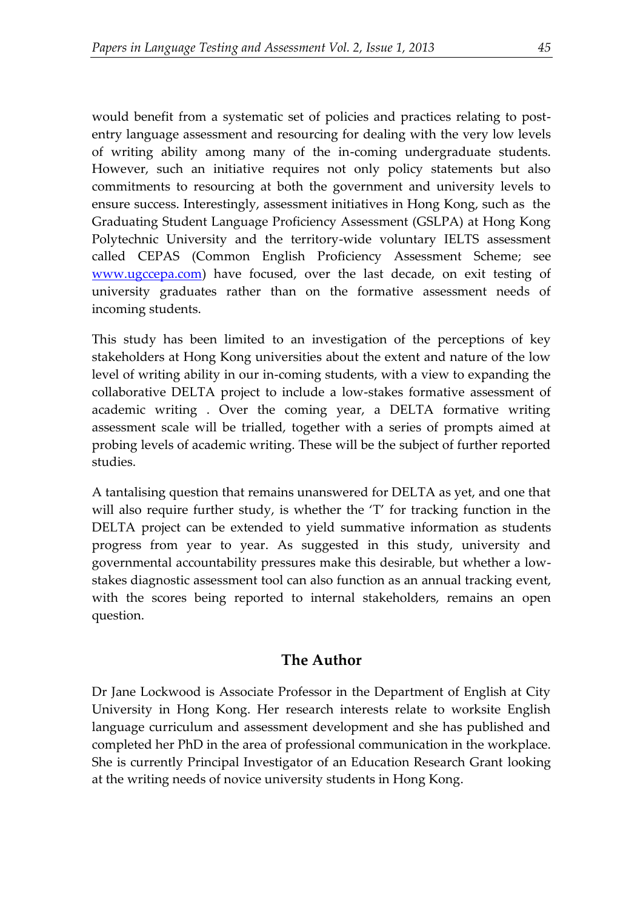would benefit from a systematic set of policies and practices relating to post-entry language assessment and resourcing for dealing with the very low levels of writing ability among many of the in-coming undergraduate students. However, such an initiative requires not only policy statements but also commitments to resourcing at both the government and university levels to ensure success. Interestingly, assessment initiatives in Hong Kong, such as the Graduating Student Language Proficiency Assessment (GSLPA) at Hong Kong Polytechnic University and the territory-wide voluntary IELTS assessment called CEPAS (Common English Proficiency Assessment Scheme; see [www.ugccepa.com](www.ugccepa.com)) have focused, over the last decade, on exit testing of university graduates rather than on the formative assessment needs of incoming students.

This study has been limited to an investigation of the perceptions of key stakeholders at Hong Kong universities about the extent and nature of the low level of writing ability in our in-coming students, with a view to expanding the collaborative DELTA project to include a low-stakes formative assessment of academic writing . Over the coming year, a DELTA formative writing assessment scale will be trialled, together with a series of prompts aimed at probing levels of academic writing. These will be the subject of further reported studies.

A tantalising question that remains unanswered for DELTA as yet, and one that will also require further study, is whether the 'T' for tracking function in the DELTA project can be extended to yield summative information as students progress from year to year. As suggested in this study, university and governmental accountability pressures make this desirable, but whether a low-stakes diagnostic assessment tool can also function as an annual tracking event, with the scores being reported to internal stakeholders, remains an open question.

## The Author

Dr Jane Lockwood is Associate Professor in the Department of English at City University in Hong Kong. Her research interests relate to worksite English language curriculum and assessment development and she has published and completed her PhD in the area of professional communication in the workplace. She is currently Principal Investigator of an Education Research Grant looking at the writing needs of novice university students in Hong Kong.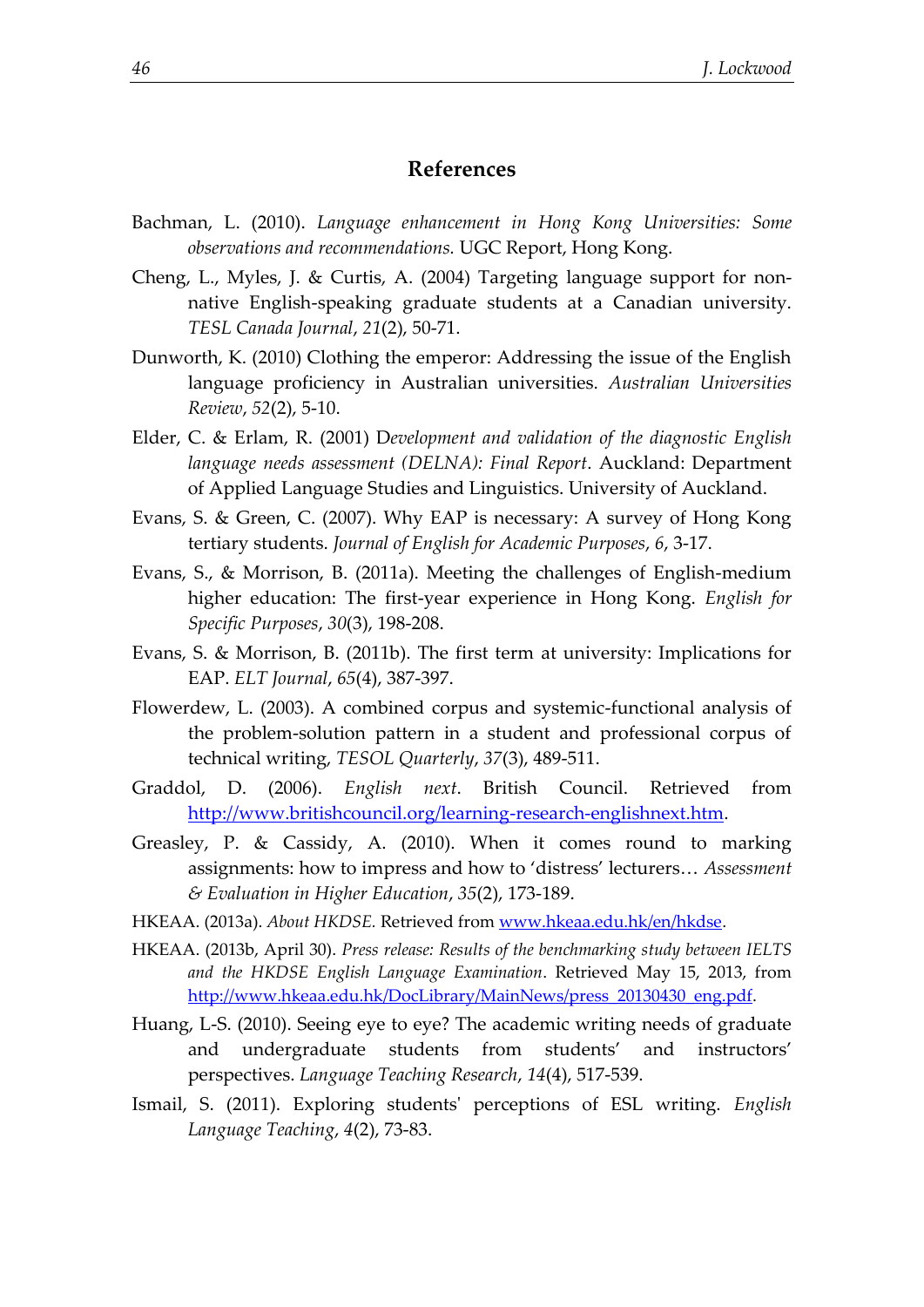## References

Bachman, L. (2010). *Language enhancement in Hong Kong Universities: Some observations and recommendations.* UGC Report, Hong Kong.

Cheng, L., Myles, J. & Curtis, A. (2004) Targeting language support for non-native English-speaking graduate students at a Canadian university. *TESL Canada Journal*, *21*(2), 50-71.

Dunworth, K. (2010) Clothing the emperor: Addressing the issue of the English language proficiency in Australian universities. *Australian Universities Review*, *52*(2), 5-10.

Elder, C. & Erlam, R. (2001) D*evelopment and validation of the diagnostic English language needs assessment (DELNA): Final Report*. Auckland: Department of Applied Language Studies and Linguistics. University of Auckland.

Evans, S. & Green, C. (2007). Why EAP is necessary: A survey of Hong Kong tertiary students. *Journal of English for Academic Purposes*, *6*, 3-17.

Evans, S., & Morrison, B. (2011a). Meeting the challenges of English-medium higher education: The first-year experience in Hong Kong. *English for Specific Purposes*, *30*(3), 198-208.

Evans, S. & Morrison, B. (2011b). The first term at university: Implications for EAP. *ELT Journal*, *65*(4), 387-397.

Flowerdew, L. (2003). A combined corpus and systemic-functional analysis of the problem-solution pattern in a student and professional corpus of technical writing, *TESOL Quarterly*, *37*(3), 489-511.

Graddol, D. (2006). *English next*. British Council. Retrieved from http://www.britishcouncil.org/learning-research-englishnext.htm.

Greasley, P. & Cassidy, A. (2010). When it comes round to marking assignments: how to impress and how to 'distress' lecturers… *Assessment & Evaluation in Higher Education*, *35*(2), 173-189.

HKEAA. (2013a). *About HKDSE.* Retrieved from www.hkeaa.edu.hk/en/hkdse.

HKEAA. (2013b, April 30). *Press release: Results of the benchmarking study between IELTS and the HKDSE English Language Examination*. Retrieved May 15, 2013, from http://www.hkeaa.edu.hk/DocLibrary/MainNews/press_20130430_eng.pdf.

Huang, L-S. (2010). Seeing eye to eye? The academic writing needs of graduate and undergraduate students from students' and instructors' perspectives. *Language Teaching Research*, *14*(4), 517-539.

Ismail, S. (2011). Exploring students' perceptions of ESL writing. *English Language Teaching*, *4*(2), 73-83.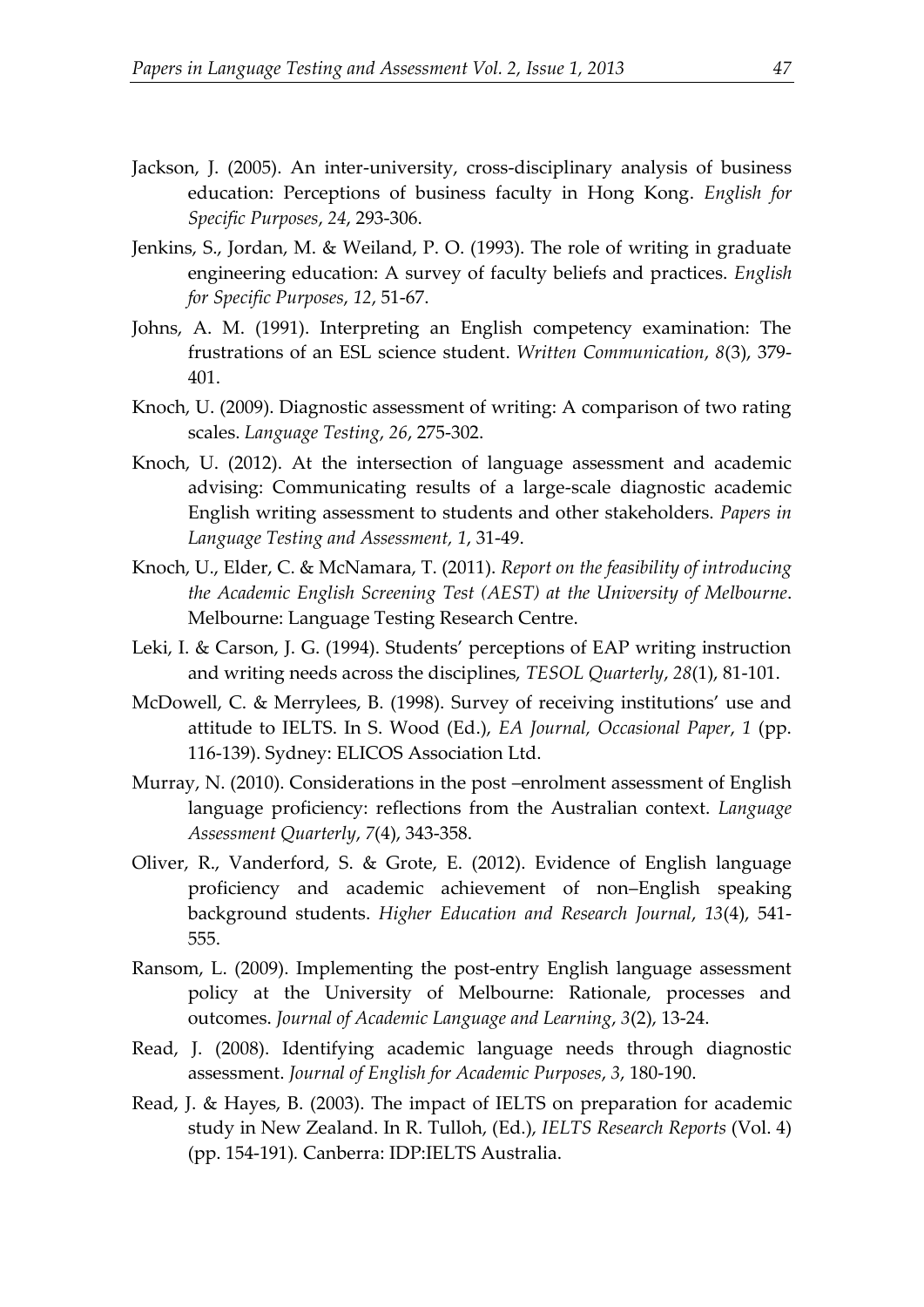Jackson, J. (2005). An inter-university, cross-disciplinary analysis of business education: Perceptions of business faculty in Hong Kong. *English for Specific Purposes*, *24*, 293-306.

Jenkins, S., Jordan, M. & Weiland, P. O. (1993). The role of writing in graduate engineering education: A survey of faculty beliefs and practices. *English for Specific Purposes*, *12*, 51-67.

Johns, A. M. (1991). Interpreting an English competency examination: The frustrations of an ESL science student. *Written Communication*, *8*(3), 379-401.

Knoch, U. (2009). Diagnostic assessment of writing: A comparison of two rating scales. *Language Testing*, *26*, 275-302.

Knoch, U. (2012). At the intersection of language assessment and academic advising: Communicating results of a large-scale diagnostic academic English writing assessment to students and other stakeholders. *Papers in Language Testing and Assessment*, *1*, 31-49.

Knoch, U., Elder, C. & McNamara, T. (2011). *Report on the feasibility of introducing the Academic English Screening Test (AEST) at the University of Melbourne*. Melbourne: Language Testing Research Centre.

Leki, I. & Carson, J. G. (1994). Students' perceptions of EAP writing instruction and writing needs across the disciplines, *TESOL Quarterly*, *28*(1), 81-101.

McDowell, C. & Merrylees, B. (1998). Survey of receiving institutions' use and attitude to IELTS. In S. Wood (Ed.), *EA Journal, Occasional Paper*, *1* (pp. 116-139). Sydney: ELICOS Association Ltd.

Murray, N. (2010). Considerations in the post –enrolment assessment of English language proficiency: reflections from the Australian context. *Language Assessment Quarterly*, *7*(4), 343-358.

Oliver, R., Vanderford, S. & Grote, E. (2012). Evidence of English language proficiency and academic achievement of non–English speaking background students. *Higher Education and Research Journal*, *13*(4), 541-555.

Ransom, L. (2009). Implementing the post-entry English language assessment policy at the University of Melbourne: Rationale, processes and outcomes. *Journal of Academic Language and Learning*, *3*(2), 13-24.

Read, J. (2008). Identifying academic language needs through diagnostic assessment. *Journal of English for Academic Purposes*, *3*, 180-190.

Read, J. & Hayes, B. (2003). The impact of IELTS on preparation for academic study in New Zealand. In R. Tulloh, (Ed.), *IELTS Research Reports* (Vol. 4) (pp. 154-191). Canberra: IDP:IELTS Australia.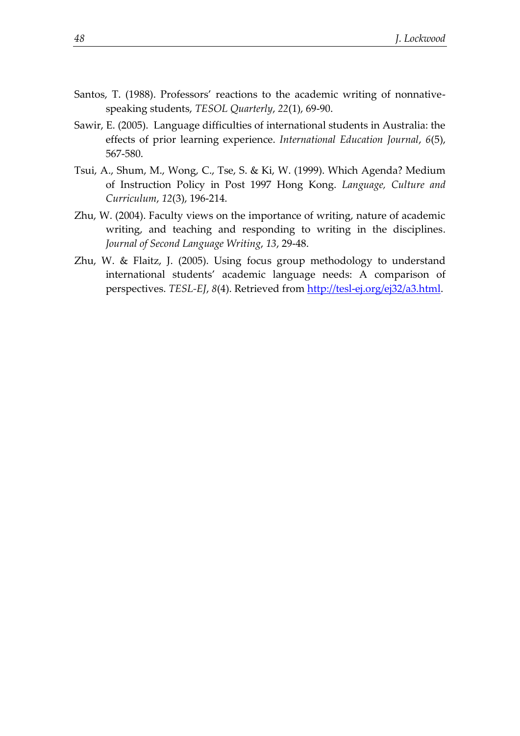Santos, T. (1988). Professors' reactions to the academic writing of nonnative-speaking students, *TESOL Quarterly*, *22*(1), 69-90.

Sawir, E. (2005). Language difficulties of international students in Australia: the effects of prior learning experience. *International Education Journal*, *6*(5), 567-580.

Tsui, A., Shum, M., Wong, C., Tse, S. & Ki, W. (1999). Which Agenda? Medium of Instruction Policy in Post 1997 Hong Kong. *Language, Culture and Curriculum*, *12*(3), 196-214.

Zhu, W. (2004). Faculty views on the importance of writing, nature of academic writing, and teaching and responding to writing in the disciplines. *Journal of Second Language Writing*, *13*, 29-48.

Zhu, W. & Flaitz, J. (2005). Using focus group methodology to understand international students' academic language needs: A comparison of perspectives. *TESL-EJ*, *8*(4). Retrieved from http://tesl-ej.org/ej32/a3.html.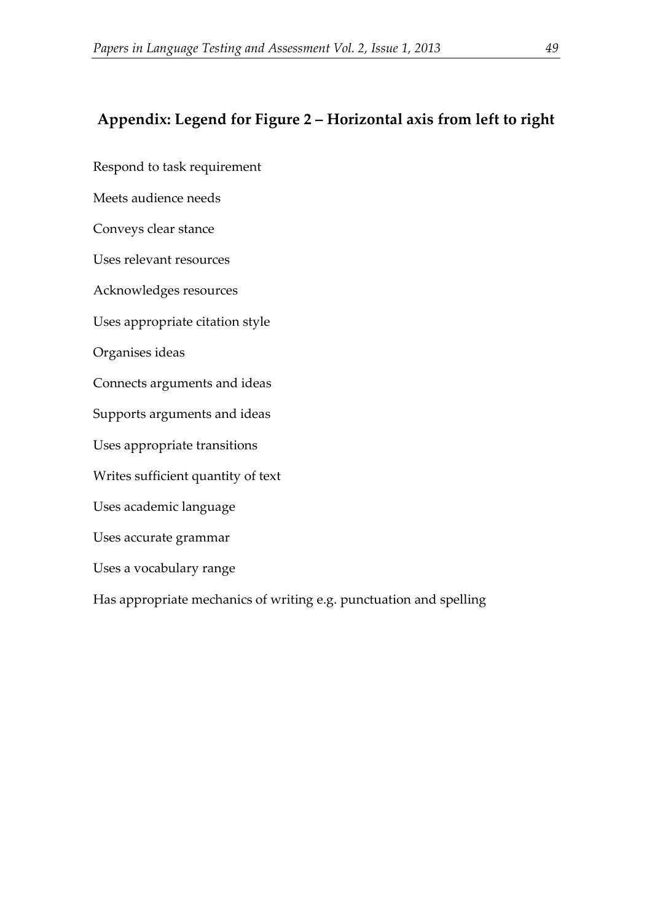## Appendix: Legend for Figure 2 – Horizontal axis from left to right

Respond to task requirement

Meets audience needs

Conveys clear stance

Uses relevant resources

Acknowledges resources

Uses appropriate citation style

Organises ideas

Connects arguments and ideas

Supports arguments and ideas

Uses appropriate transitions

Writes sufficient quantity of text

Uses academic language

Uses accurate grammar

Uses a vocabulary range

Has appropriate mechanics of writing e.g. punctuation and spelling